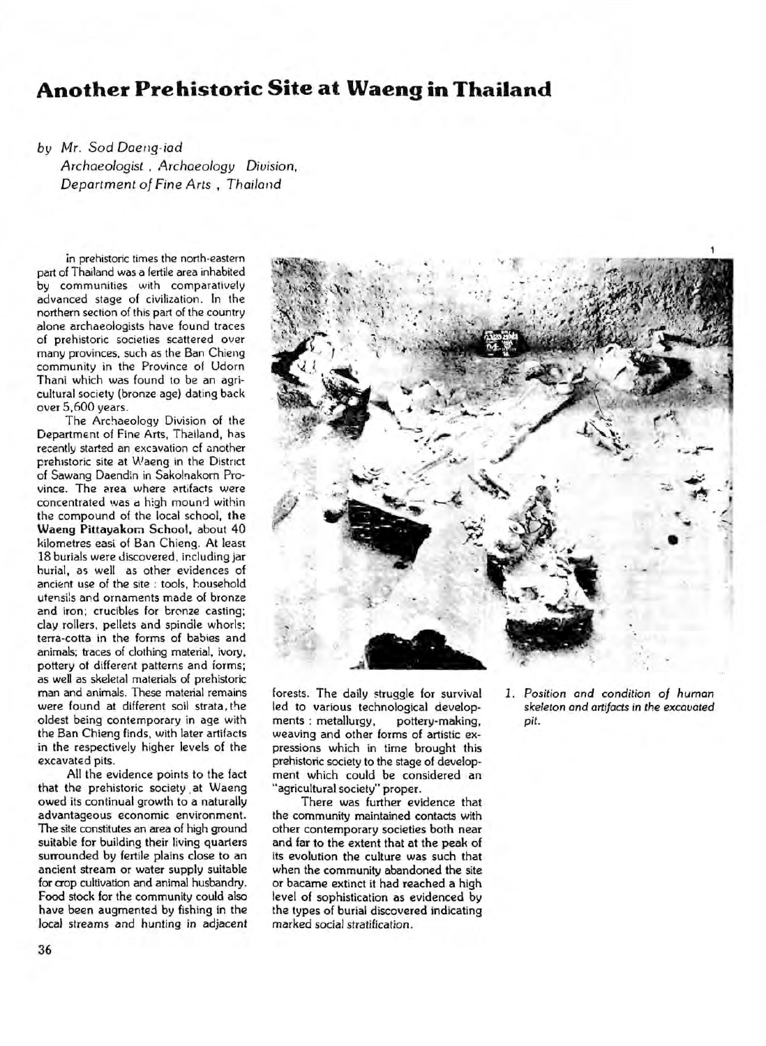# Another Prehistoric Site at Waeng in Thailand

*by Mr. Sod Daeng-iad*
*Archaeologist, Archaeology Division, Department of Fine Arts, Thailand*

In prehistoric times the north-eastern part of Thailand was a fertile area inhabited by communities with comparatively advanced stage of civilization. In the northern section of this part of the country alone archaeologists have found traces of prehistoric societies scattered over many provinces, such as the Ban Chieng community in the Province of Udorn Thani which was found to be an agricultural society (bronze age) dating back over 5,600 years.

The Archaeology Division of the Department of Fine Arts, Thailand, has recently started an excavation of another prehistoric site at Waeng in the District of Sawang Daendin in Sakolnakorn Province. The area where artifacts were concentrated was a high mound within the compound of the local school, **the Waeng Pittayakorn School**, about 40 kilometres east of Ban Chieng. At least 18 burials were discovered, including jar burial, as well as other evidences of ancient use of the site : tools, household utensils and ornaments made of bronze and iron; crucibles for bronze casting; clay rollers, pellets and spindle whorls; terra-cotta in the forms of babies and animals; traces of clothing material, ivory, pottery of different patterns and forms; as well as skeletal materials of prehistoric man and animals. These material remains were found at different soil strata, the oldest being contemporary in age with the Ban Chieng finds, with later artifacts in the respectively higher levels of the excavated pits.

All the evidence points to the fact that the prehistoric society at Waeng owed its continual growth to a naturally advantageous economic environment. The site constitutes an area of high ground suitable for building their living quarters surrounded by fertile plains close to an ancient stream or water supply suitable for crop cultivation and animal husbandry. Food stock for the community could also have been augmented by fishing in the local streams and hunting in adjacent forests. The daily struggle for survival led to various technological developments : metallurgy, pottery-making, weaving and other forms of artistic expressions which in time brought this prehistoric society to the stage of development which could be considered an "agricultural society" proper.

There was further evidence that the community maintained contacts with other contemporary societies both near and far to the extent that at the peak of its evolution the culture was such that when the community abandoned the site or bacame extinct it had reached a high level of sophistication as evidenced by the types of burial discovered indicating marked social stratification.

*1. Position and condition of human skeleton and artifacts in the excavated pit.*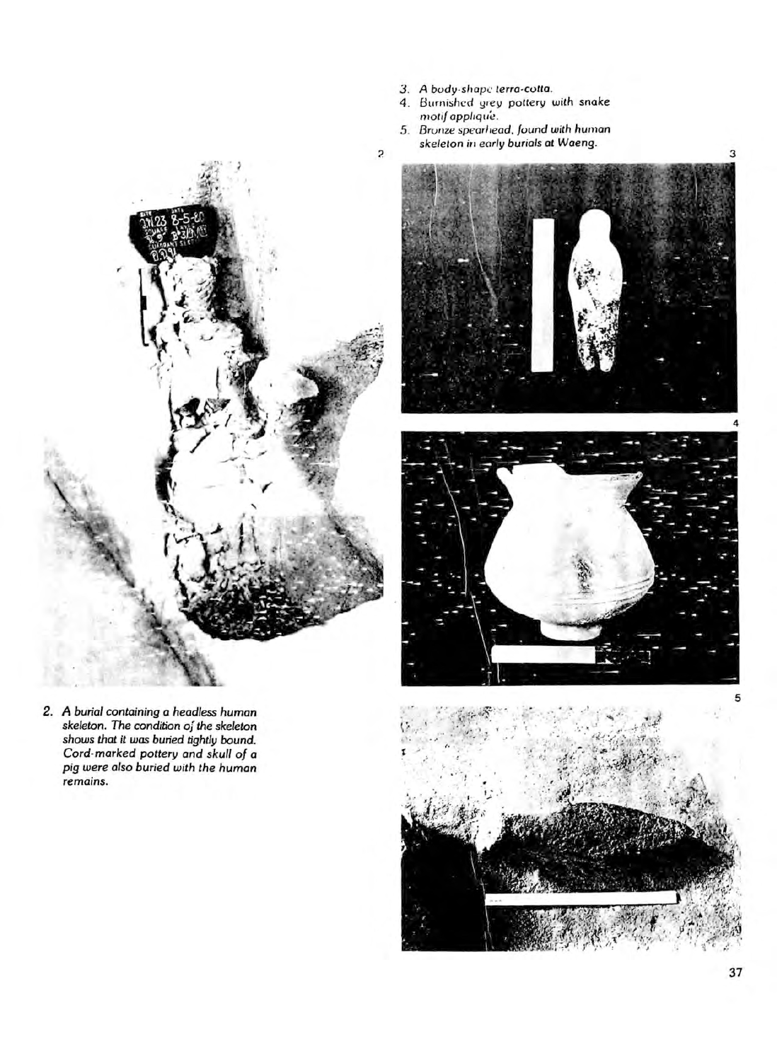3. A body-shape terra-cotta.
4. Burnished grey pottery with snake motif appliqué.
5. Bronze spearhead, found with human skeleton in early burials at Waeng.

2. A burial containing a headless human skeleton. The condition of the skeleton shows that it was buried tightly bound. Cord-marked pottery and skull of a pig were also buried with the human remains.